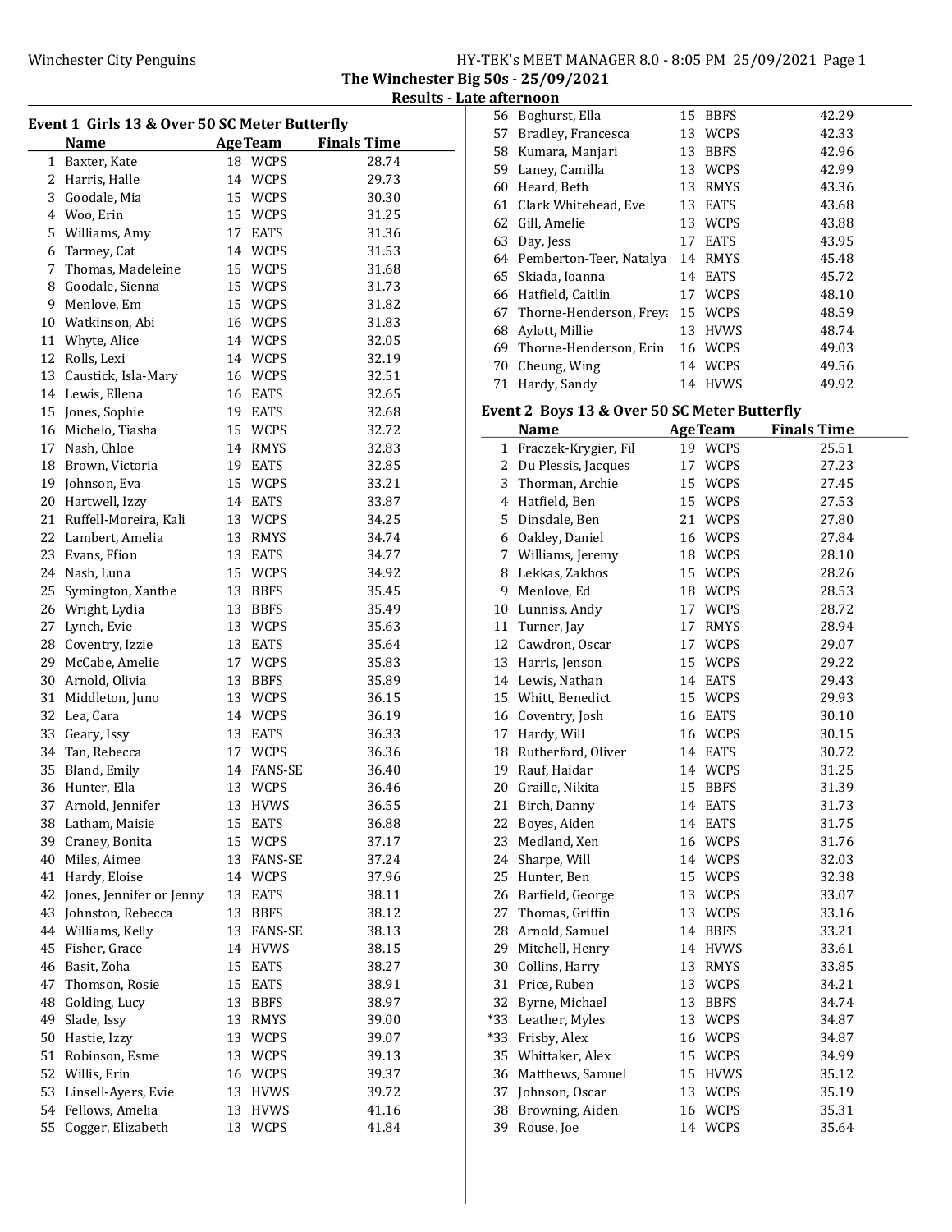# The Winchester Big 50s - 25/09/2021

## Results - Late afternoon

### Event 1 Girls 13 & Over 50 SC Meter Butterfly

| | Name | Age | Team | Finals Time |
|---|---|---|---|---|
| 1 | Baxter, Kate | 18 | WCPS | 28.74 |
| 2 | Harris, Halle | 14 | WCPS | 29.73 |
| 3 | Goodale, Mia | 15 | WCPS | 30.30 |
| 4 | Woo, Erin | 15 | WCPS | 31.25 |
| 5 | Williams, Amy | 17 | EATS | 31.36 |
| 6 | Tarmey, Cat | 14 | WCPS | 31.53 |
| 7 | Thomas, Madeleine | 15 | WCPS | 31.68 |
| 8 | Goodale, Sienna | 15 | WCPS | 31.73 |
| 9 | Menlove, Em | 15 | WCPS | 31.82 |
| 10 | Watkinson, Abi | 16 | WCPS | 31.83 |
| 11 | Whyte, Alice | 14 | WCPS | 32.05 |
| 12 | Rolls, Lexi | 14 | WCPS | 32.19 |
| 13 | Caustick, Isla-Mary | 16 | WCPS | 32.51 |
| 14 | Lewis, Ellena | 16 | EATS | 32.65 |
| 15 | Jones, Sophie | 19 | EATS | 32.68 |
| 16 | Michelo, Tiasha | 15 | WCPS | 32.72 |
| 17 | Nash, Chloe | 14 | RMYS | 32.83 |
| 18 | Brown, Victoria | 19 | EATS | 32.85 |
| 19 | Johnson, Eva | 15 | WCPS | 33.21 |
| 20 | Hartwell, Izzy | 14 | EATS | 33.87 |
| 21 | Ruffell-Moreira, Kali | 13 | WCPS | 34.25 |
| 22 | Lambert, Amelia | 13 | RMYS | 34.74 |
| 23 | Evans, Ffion | 13 | EATS | 34.77 |
| 24 | Nash, Luna | 15 | WCPS | 34.92 |
| 25 | Symington, Xanthe | 13 | BBFS | 35.45 |
| 26 | Wright, Lydia | 13 | BBFS | 35.49 |
| 27 | Lynch, Evie | 13 | WCPS | 35.63 |
| 28 | Coventry, Izzie | 13 | EATS | 35.64 |
| 29 | McCabe, Amelie | 17 | WCPS | 35.83 |
| 30 | Arnold, Olivia | 13 | BBFS | 35.89 |
| 31 | Middleton, Juno | 13 | WCPS | 36.15 |
| 32 | Lea, Cara | 14 | WCPS | 36.19 |
| 33 | Geary, Issy | 13 | EATS | 36.33 |
| 34 | Tan, Rebecca | 17 | WCPS | 36.36 |
| 35 | Bland, Emily | 14 | FANS-SE | 36.40 |
| 36 | Hunter, Ella | 13 | WCPS | 36.46 |
| 37 | Arnold, Jennifer | 13 | HVWS | 36.55 |
| 38 | Latham, Maisie | 15 | EATS | 36.88 |
| 39 | Craney, Bonita | 15 | WCPS | 37.17 |
| 40 | Miles, Aimee | 13 | FANS-SE | 37.24 |
| 41 | Hardy, Eloise | 14 | WCPS | 37.96 |
| 42 | Jones, Jennifer or Jenny | 13 | EATS | 38.11 |
| 43 | Johnston, Rebecca | 13 | BBFS | 38.12 |
| 44 | Williams, Kelly | 13 | FANS-SE | 38.13 |
| 45 | Fisher, Grace | 14 | HVWS | 38.15 |
| 46 | Basit, Zoha | 15 | EATS | 38.27 |
| 47 | Thomson, Rosie | 15 | EATS | 38.91 |
| 48 | Golding, Lucy | 13 | BBFS | 38.97 |
| 49 | Slade, Issy | 13 | RMYS | 39.00 |
| 50 | Hastie, Izzy | 13 | WCPS | 39.07 |
| 51 | Robinson, Esme | 13 | WCPS | 39.13 |
| 52 | Willis, Erin | 16 | WCPS | 39.37 |
| 53 | Linsell-Ayers, Evie | 13 | HVWS | 39.72 |
| 54 | Fellows, Amelia | 13 | HVWS | 41.16 |
| 55 | Cogger, Elizabeth | 13 | WCPS | 41.84 |
| 56 | Boghurst, Ella | 15 | BBFS | 42.29 |
| 57 | Bradley, Francesca | 13 | WCPS | 42.33 |
| 58 | Kumara, Manjari | 13 | BBFS | 42.96 |
| 59 | Laney, Camilla | 13 | WCPS | 42.99 |
| 60 | Heard, Beth | 13 | RMYS | 43.36 |
| 61 | Clark Whitehead, Eve | 13 | EATS | 43.68 |
| 62 | Gill, Amelie | 13 | WCPS | 43.88 |
| 63 | Day, Jess | 17 | EATS | 43.95 |
| 64 | Pemberton-Teer, Natalya | 14 | RMYS | 45.48 |
| 65 | Skiada, Ioanna | 14 | EATS | 45.72 |
| 66 | Hatfield, Caitlin | 17 | WCPS | 48.10 |
| 67 | Thorne-Henderson, Freya | 15 | WCPS | 48.59 |
| 68 | Aylott, Millie | 13 | HVWS | 48.74 |
| 69 | Thorne-Henderson, Erin | 16 | WCPS | 49.03 |
| 70 | Cheung, Wing | 14 | WCPS | 49.56 |
| 71 | Hardy, Sandy | 14 | HVWS | 49.92 |

### Event 2 Boys 13 & Over 50 SC Meter Butterfly

| | Name | Age | Team | Finals Time |
|---|---|---|---|---|
| 1 | Fraczek-Krygier, Fil | 19 | WCPS | 25.51 |
| 2 | Du Plessis, Jacques | 17 | WCPS | 27.23 |
| 3 | Thorman, Archie | 15 | WCPS | 27.45 |
| 4 | Hatfield, Ben | 15 | WCPS | 27.53 |
| 5 | Dinsdale, Ben | 21 | WCPS | 27.80 |
| 6 | Oakley, Daniel | 16 | WCPS | 27.84 |
| 7 | Williams, Jeremy | 18 | WCPS | 28.10 |
| 8 | Lekkas, Zakhos | 15 | WCPS | 28.26 |
| 9 | Menlove, Ed | 18 | WCPS | 28.53 |
| 10 | Lunniss, Andy | 17 | WCPS | 28.72 |
| 11 | Turner, Jay | 17 | RMYS | 28.94 |
| 12 | Cawdron, Oscar | 17 | WCPS | 29.07 |
| 13 | Harris, Jenson | 15 | WCPS | 29.22 |
| 14 | Lewis, Nathan | 14 | EATS | 29.43 |
| 15 | Whitt, Benedict | 15 | WCPS | 29.93 |
| 16 | Coventry, Josh | 16 | EATS | 30.10 |
| 17 | Hardy, Will | 16 | WCPS | 30.15 |
| 18 | Rutherford, Oliver | 14 | EATS | 30.72 |
| 19 | Rauf, Haidar | 14 | WCPS | 31.25 |
| 20 | Graille, Nikita | 15 | BBFS | 31.39 |
| 21 | Birch, Danny | 14 | EATS | 31.73 |
| 22 | Boyes, Aiden | 14 | EATS | 31.75 |
| 23 | Medland, Xen | 16 | WCPS | 31.76 |
| 24 | Sharpe, Will | 14 | WCPS | 32.03 |
| 25 | Hunter, Ben | 15 | WCPS | 32.38 |
| 26 | Barfield, George | 13 | WCPS | 33.07 |
| 27 | Thomas, Griffin | 13 | WCPS | 33.16 |
| 28 | Arnold, Samuel | 14 | BBFS | 33.21 |
| 29 | Mitchell, Henry | 14 | HVWS | 33.61 |
| 30 | Collins, Harry | 13 | RMYS | 33.85 |
| 31 | Price, Ruben | 13 | WCPS | 34.21 |
| 32 | Byrne, Michael | 13 | BBFS | 34.74 |
| *33 | Leather, Myles | 13 | WCPS | 34.87 |
| *33 | Frisby, Alex | 16 | WCPS | 34.87 |
| 35 | Whittaker, Alex | 15 | WCPS | 34.99 |
| 36 | Matthews, Samuel | 15 | HVWS | 35.12 |
| 37 | Johnson, Oscar | 13 | WCPS | 35.19 |
| 38 | Browning, Aiden | 16 | WCPS | 35.31 |
| 39 | Rouse, Joe | 14 | WCPS | 35.64 |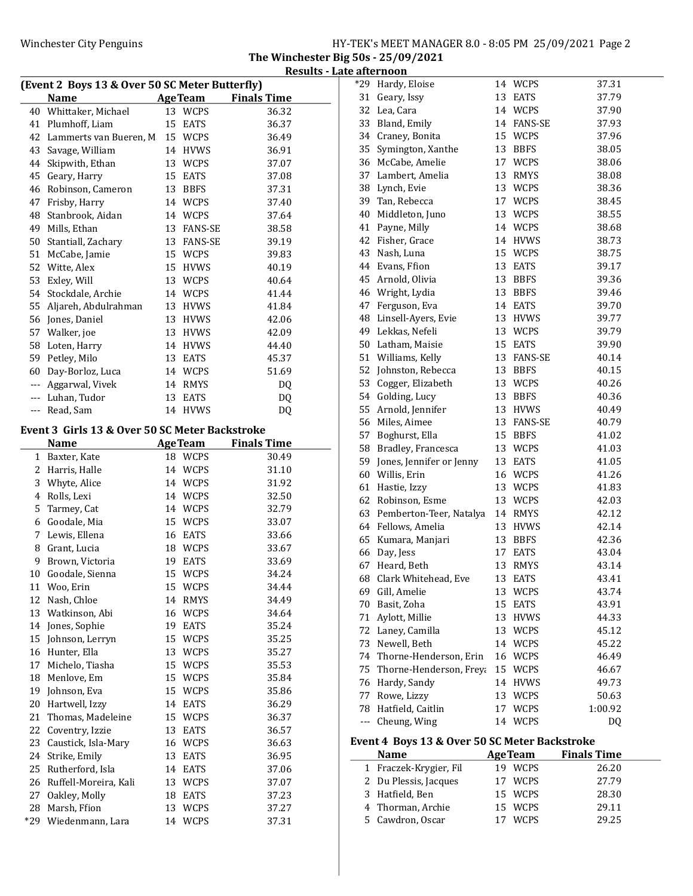## The Winchester Big 50s - 25/09/2021

### Results - Late afternoon

### (Event 2 Boys 13 & Over 50 SC Meter Butterfly)

| | Name | Age | Team | Finals Time |
|---|---|---|---|---|
| 40 | Whittaker, Michael | 13 | WCPS | 36.32 |
| 41 | Plumhoff, Liam | 15 | EATS | 36.37 |
| 42 | Lammerts van Bueren, M | 15 | WCPS | 36.49 |
| 43 | Savage, William | 14 | HVWS | 36.91 |
| 44 | Skipwith, Ethan | 13 | WCPS | 37.07 |
| 45 | Geary, Harry | 15 | EATS | 37.08 |
| 46 | Robinson, Cameron | 13 | BBFS | 37.31 |
| 47 | Frisby, Harry | 14 | WCPS | 37.40 |
| 48 | Stanbrook, Aidan | 14 | WCPS | 37.64 |
| 49 | Mills, Ethan | 13 | FANS-SE | 38.58 |
| 50 | Stantiall, Zachary | 13 | FANS-SE | 39.19 |
| 51 | McCabe, Jamie | 15 | WCPS | 39.83 |
| 52 | Witte, Alex | 15 | HVWS | 40.19 |
| 53 | Exley, Will | 13 | WCPS | 40.64 |
| 54 | Stockdale, Archie | 14 | WCPS | 41.44 |
| 55 | Aljareh, Abdulrahman | 13 | HVWS | 41.84 |
| 56 | Jones, Daniel | 13 | HVWS | 42.06 |
| 57 | Walker, joe | 13 | HVWS | 42.09 |
| 58 | Loten, Harry | 14 | HVWS | 44.40 |
| 59 | Petley, Milo | 13 | EATS | 45.37 |
| 60 | Day-Borloz, Luca | 14 | WCPS | 51.69 |
| --- | Aggarwal, Vivek | 14 | RMYS | DQ |
| --- | Luhan, Tudor | 13 | EATS | DQ |
| --- | Read, Sam | 14 | HVWS | DQ |

### Event 3 Girls 13 & Over 50 SC Meter Backstroke

| | Name | Age | Team | Finals Time |
|---|---|---|---|---|
| 1 | Baxter, Kate | 18 | WCPS | 30.49 |
| 2 | Harris, Halle | 14 | WCPS | 31.10 |
| 3 | Whyte, Alice | 14 | WCPS | 31.92 |
| 4 | Rolls, Lexi | 14 | WCPS | 32.50 |
| 5 | Tarmey, Cat | 14 | WCPS | 32.79 |
| 6 | Goodale, Mia | 15 | WCPS | 33.07 |
| 7 | Lewis, Ellena | 16 | EATS | 33.66 |
| 8 | Grant, Lucia | 18 | WCPS | 33.67 |
| 9 | Brown, Victoria | 19 | EATS | 33.69 |
| 10 | Goodale, Sienna | 15 | WCPS | 34.24 |
| 11 | Woo, Erin | 15 | WCPS | 34.44 |
| 12 | Nash, Chloe | 14 | RMYS | 34.49 |
| 13 | Watkinson, Abi | 16 | WCPS | 34.64 |
| 14 | Jones, Sophie | 19 | EATS | 35.24 |
| 15 | Johnson, Lerryn | 15 | WCPS | 35.25 |
| 16 | Hunter, Ella | 13 | WCPS | 35.27 |
| 17 | Michelo, Tiasha | 15 | WCPS | 35.53 |
| 18 | Menlove, Em | 15 | WCPS | 35.84 |
| 19 | Johnson, Eva | 15 | WCPS | 35.86 |
| 20 | Hartwell, Izzy | 14 | EATS | 36.29 |
| 21 | Thomas, Madeleine | 15 | WCPS | 36.37 |
| 22 | Coventry, Izzie | 13 | EATS | 36.57 |
| 23 | Caustick, Isla-Mary | 16 | WCPS | 36.63 |
| 24 | Strike, Emily | 13 | EATS | 36.95 |
| 25 | Rutherford, Isla | 14 | EATS | 37.06 |
| 26 | Ruffell-Moreira, Kali | 13 | WCPS | 37.07 |
| 27 | Oakley, Molly | 18 | EATS | 37.23 |
| 28 | Marsh, Ffion | 13 | WCPS | 37.27 |
| *29 | Wiedenmann, Lara | 14 | WCPS | 37.31 |
| *29 | Hardy, Eloise | 14 | WCPS | 37.31 |
| 31 | Geary, Issy | 13 | EATS | 37.79 |
| 32 | Lea, Cara | 14 | WCPS | 37.90 |
| 33 | Bland, Emily | 14 | FANS-SE | 37.93 |
| 34 | Craney, Bonita | 15 | WCPS | 37.96 |
| 35 | Symington, Xanthe | 13 | BBFS | 38.05 |
| 36 | McCabe, Amelie | 17 | WCPS | 38.06 |
| 37 | Lambert, Amelia | 13 | RMYS | 38.08 |
| 38 | Lynch, Evie | 13 | WCPS | 38.36 |
| 39 | Tan, Rebecca | 17 | WCPS | 38.45 |
| 40 | Middleton, Juno | 13 | WCPS | 38.55 |
| 41 | Payne, Milly | 14 | WCPS | 38.68 |
| 42 | Fisher, Grace | 14 | HVWS | 38.73 |
| 43 | Nash, Luna | 15 | WCPS | 38.75 |
| 44 | Evans, Ffion | 13 | EATS | 39.17 |
| 45 | Arnold, Olivia | 13 | BBFS | 39.36 |
| 46 | Wright, Lydia | 13 | BBFS | 39.46 |
| 47 | Ferguson, Eva | 14 | EATS | 39.70 |
| 48 | Linsell-Ayers, Evie | 13 | HVWS | 39.77 |
| 49 | Lekkas, Nefeli | 13 | WCPS | 39.79 |
| 50 | Latham, Maisie | 15 | EATS | 39.90 |
| 51 | Williams, Kelly | 13 | FANS-SE | 40.14 |
| 52 | Johnston, Rebecca | 13 | BBFS | 40.15 |
| 53 | Cogger, Elizabeth | 13 | WCPS | 40.26 |
| 54 | Golding, Lucy | 13 | BBFS | 40.36 |
| 55 | Arnold, Jennifer | 13 | HVWS | 40.49 |
| 56 | Miles, Aimee | 13 | FANS-SE | 40.79 |
| 57 | Boghurst, Ella | 15 | BBFS | 41.02 |
| 58 | Bradley, Francesca | 13 | WCPS | 41.03 |
| 59 | Jones, Jennifer or Jenny | 13 | EATS | 41.05 |
| 60 | Willis, Erin | 16 | WCPS | 41.26 |
| 61 | Hastie, Izzy | 13 | WCPS | 41.83 |
| 62 | Robinson, Esme | 13 | WCPS | 42.03 |
| 63 | Pemberton-Teer, Natalya | 14 | RMYS | 42.12 |
| 64 | Fellows, Amelia | 13 | HVWS | 42.14 |
| 65 | Kumara, Manjari | 13 | BBFS | 42.36 |
| 66 | Day, Jess | 17 | EATS | 43.04 |
| 67 | Heard, Beth | 13 | RMYS | 43.14 |
| 68 | Clark Whitehead, Eve | 13 | EATS | 43.41 |
| 69 | Gill, Amelie | 13 | WCPS | 43.74 |
| 70 | Basit, Zoha | 15 | EATS | 43.91 |
| 71 | Aylott, Millie | 13 | HVWS | 44.33 |
| 72 | Laney, Camilla | 13 | WCPS | 45.12 |
| 73 | Newell, Beth | 14 | WCPS | 45.22 |
| 74 | Thorne-Henderson, Erin | 16 | WCPS | 46.49 |
| 75 | Thorne-Henderson, Freya | 15 | WCPS | 46.67 |
| 76 | Hardy, Sandy | 14 | HVWS | 49.73 |
| 77 | Rowe, Lizzy | 13 | WCPS | 50.63 |
| 78 | Hatfield, Caitlin | 17 | WCPS | 1:00.92 |
| --- | Cheung, Wing | 14 | WCPS | DQ |

### Event 4 Boys 13 & Over 50 SC Meter Backstroke

| | Name | Age | Team | Finals Time |
|---|---|---|---|---|
| 1 | Fraczek-Krygier, Fil | 19 | WCPS | 26.20 |
| 2 | Du Plessis, Jacques | 17 | WCPS | 27.79 |
| 3 | Hatfield, Ben | 15 | WCPS | 28.30 |
| 4 | Thorman, Archie | 15 | WCPS | 29.11 |
| 5 | Cawdron, Oscar | 17 | WCPS | 29.25 |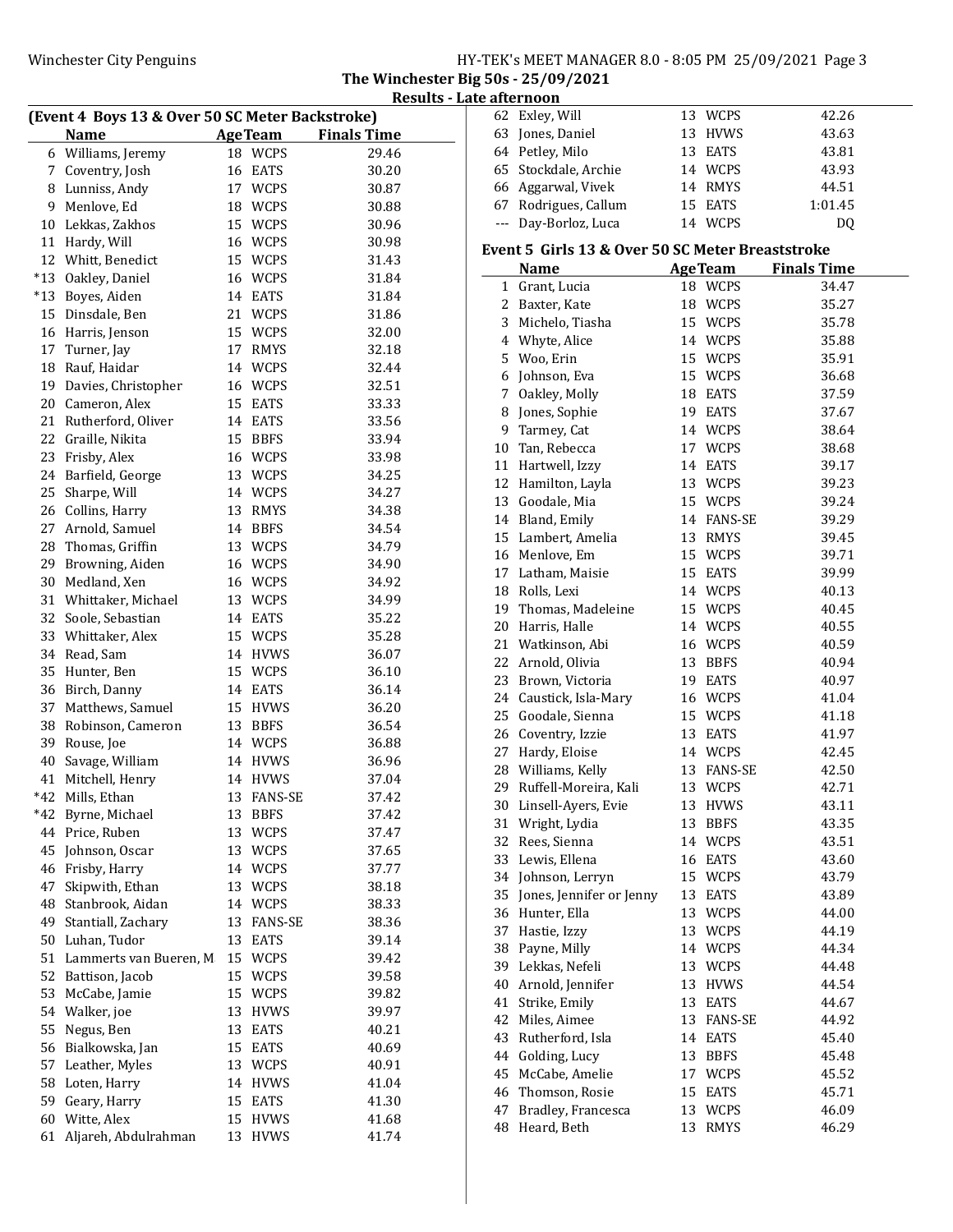**The Winchester Big 50s - 25/09/2021**

**Results - Late afternoon**

### (Event 4 Boys 13 & Over 50 SC Meter Backstroke)

| | Name | Age | Team | Finals Time |
|---|---|---|---|---|
| 6 | Williams, Jeremy | 18 | WCPS | 29.46 |
| 7 | Coventry, Josh | 16 | EATS | 30.20 |
| 8 | Lunniss, Andy | 17 | WCPS | 30.87 |
| 9 | Menlove, Ed | 18 | WCPS | 30.88 |
| 10 | Lekkas, Zakhos | 15 | WCPS | 30.96 |
| 11 | Hardy, Will | 16 | WCPS | 30.98 |
| 12 | Whitt, Benedict | 15 | WCPS | 31.43 |
| *13 | Oakley, Daniel | 16 | WCPS | 31.84 |
| *13 | Boyes, Aiden | 14 | EATS | 31.84 |
| 15 | Dinsdale, Ben | 21 | WCPS | 31.86 |
| 16 | Harris, Jenson | 15 | WCPS | 32.00 |
| 17 | Turner, Jay | 17 | RMYS | 32.18 |
| 18 | Rauf, Haidar | 14 | WCPS | 32.44 |
| 19 | Davies, Christopher | 16 | WCPS | 32.51 |
| 20 | Cameron, Alex | 15 | EATS | 33.33 |
| 21 | Rutherford, Oliver | 14 | EATS | 33.56 |
| 22 | Graille, Nikita | 15 | BBFS | 33.94 |
| 23 | Frisby, Alex | 16 | WCPS | 33.98 |
| 24 | Barfield, George | 13 | WCPS | 34.25 |
| 25 | Sharpe, Will | 14 | WCPS | 34.27 |
| 26 | Collins, Harry | 13 | RMYS | 34.38 |
| 27 | Arnold, Samuel | 14 | BBFS | 34.54 |
| 28 | Thomas, Griffin | 13 | WCPS | 34.79 |
| 29 | Browning, Aiden | 16 | WCPS | 34.90 |
| 30 | Medland, Xen | 16 | WCPS | 34.92 |
| 31 | Whittaker, Michael | 13 | WCPS | 34.99 |
| 32 | Soole, Sebastian | 14 | EATS | 35.22 |
| 33 | Whittaker, Alex | 15 | WCPS | 35.28 |
| 34 | Read, Sam | 14 | HVWS | 36.07 |
| 35 | Hunter, Ben | 15 | WCPS | 36.10 |
| 36 | Birch, Danny | 14 | EATS | 36.14 |
| 37 | Matthews, Samuel | 15 | HVWS | 36.20 |
| 38 | Robinson, Cameron | 13 | BBFS | 36.54 |
| 39 | Rouse, Joe | 14 | WCPS | 36.88 |
| 40 | Savage, William | 14 | HVWS | 36.96 |
| 41 | Mitchell, Henry | 14 | HVWS | 37.04 |
| *42 | Mills, Ethan | 13 | FANS-SE | 37.42 |
| *42 | Byrne, Michael | 13 | BBFS | 37.42 |
| 44 | Price, Ruben | 13 | WCPS | 37.47 |
| 45 | Johnson, Oscar | 13 | WCPS | 37.65 |
| 46 | Frisby, Harry | 14 | WCPS | 37.77 |
| 47 | Skipwith, Ethan | 13 | WCPS | 38.18 |
| 48 | Stanbrook, Aidan | 14 | WCPS | 38.33 |
| 49 | Stantiall, Zachary | 13 | FANS-SE | 38.36 |
| 50 | Luhan, Tudor | 13 | EATS | 39.14 |
| 51 | Lammerts van Bueren, M | 15 | WCPS | 39.42 |
| 52 | Battison, Jacob | 15 | WCPS | 39.58 |
| 53 | McCabe, Jamie | 15 | WCPS | 39.82 |
| 54 | Walker, joe | 13 | HVWS | 39.97 |
| 55 | Negus, Ben | 13 | EATS | 40.21 |
| 56 | Bialkowska, Jan | 15 | EATS | 40.69 |
| 57 | Leather, Myles | 13 | WCPS | 40.91 |
| 58 | Loten, Harry | 14 | HVWS | 41.04 |
| 59 | Geary, Harry | 15 | EATS | 41.30 |
| 60 | Witte, Alex | 15 | HVWS | 41.68 |
| 61 | Aljareh, Abdulrahman | 13 | HVWS | 41.74 |
| 62 | Exley, Will | 13 | WCPS | 42.26 |
| 63 | Jones, Daniel | 13 | HVWS | 43.63 |
| 64 | Petley, Milo | 13 | EATS | 43.81 |
| 65 | Stockdale, Archie | 14 | WCPS | 43.93 |
| 66 | Aggarwal, Vivek | 14 | RMYS | 44.51 |
| 67 | Rodrigues, Callum | 15 | EATS | 1:01.45 |
| --- | Day-Borloz, Luca | 14 | WCPS | DQ |

### Event 5 Girls 13 & Over 50 SC Meter Breaststroke

| | Name | Age | Team | Finals Time |
|---|---|---|---|---|
| 1 | Grant, Lucia | 18 | WCPS | 34.47 |
| 2 | Baxter, Kate | 18 | WCPS | 35.27 |
| 3 | Michelo, Tiasha | 15 | WCPS | 35.78 |
| 4 | Whyte, Alice | 14 | WCPS | 35.88 |
| 5 | Woo, Erin | 15 | WCPS | 35.91 |
| 6 | Johnson, Eva | 15 | WCPS | 36.68 |
| 7 | Oakley, Molly | 18 | EATS | 37.59 |
| 8 | Jones, Sophie | 19 | EATS | 37.67 |
| 9 | Tarmey, Cat | 14 | WCPS | 38.64 |
| 10 | Tan, Rebecca | 17 | WCPS | 38.68 |
| 11 | Hartwell, Izzy | 14 | EATS | 39.17 |
| 12 | Hamilton, Layla | 13 | WCPS | 39.23 |
| 13 | Goodale, Mia | 15 | WCPS | 39.24 |
| 14 | Bland, Emily | 14 | FANS-SE | 39.29 |
| 15 | Lambert, Amelia | 13 | RMYS | 39.45 |
| 16 | Menlove, Em | 15 | WCPS | 39.71 |
| 17 | Latham, Maisie | 15 | EATS | 39.99 |
| 18 | Rolls, Lexi | 14 | WCPS | 40.13 |
| 19 | Thomas, Madeleine | 15 | WCPS | 40.45 |
| 20 | Harris, Halle | 14 | WCPS | 40.55 |
| 21 | Watkinson, Abi | 16 | WCPS | 40.59 |
| 22 | Arnold, Olivia | 13 | BBFS | 40.94 |
| 23 | Brown, Victoria | 19 | EATS | 40.97 |
| 24 | Caustick, Isla-Mary | 16 | WCPS | 41.04 |
| 25 | Goodale, Sienna | 15 | WCPS | 41.18 |
| 26 | Coventry, Izzie | 13 | EATS | 41.97 |
| 27 | Hardy, Eloise | 14 | WCPS | 42.45 |
| 28 | Williams, Kelly | 13 | FANS-SE | 42.50 |
| 29 | Ruffell-Moreira, Kali | 13 | WCPS | 42.71 |
| 30 | Linsell-Ayers, Evie | 13 | HVWS | 43.11 |
| 31 | Wright, Lydia | 13 | BBFS | 43.35 |
| 32 | Rees, Sienna | 14 | WCPS | 43.51 |
| 33 | Lewis, Ellena | 16 | EATS | 43.60 |
| 34 | Johnson, Lerryn | 15 | WCPS | 43.79 |
| 35 | Jones, Jennifer or Jenny | 13 | EATS | 43.89 |
| 36 | Hunter, Ella | 13 | WCPS | 44.00 |
| 37 | Hastie, Izzy | 13 | WCPS | 44.19 |
| 38 | Payne, Milly | 14 | WCPS | 44.34 |
| 39 | Lekkas, Nefeli | 13 | WCPS | 44.48 |
| 40 | Arnold, Jennifer | 13 | HVWS | 44.54 |
| 41 | Strike, Emily | 13 | EATS | 44.67 |
| 42 | Miles, Aimee | 13 | FANS-SE | 44.92 |
| 43 | Rutherford, Isla | 14 | EATS | 45.40 |
| 44 | Golding, Lucy | 13 | BBFS | 45.48 |
| 45 | McCabe, Amelie | 17 | WCPS | 45.52 |
| 46 | Thomson, Rosie | 15 | EATS | 45.71 |
| 47 | Bradley, Francesca | 13 | WCPS | 46.09 |
| 48 | Heard, Beth | 13 | RMYS | 46.29 |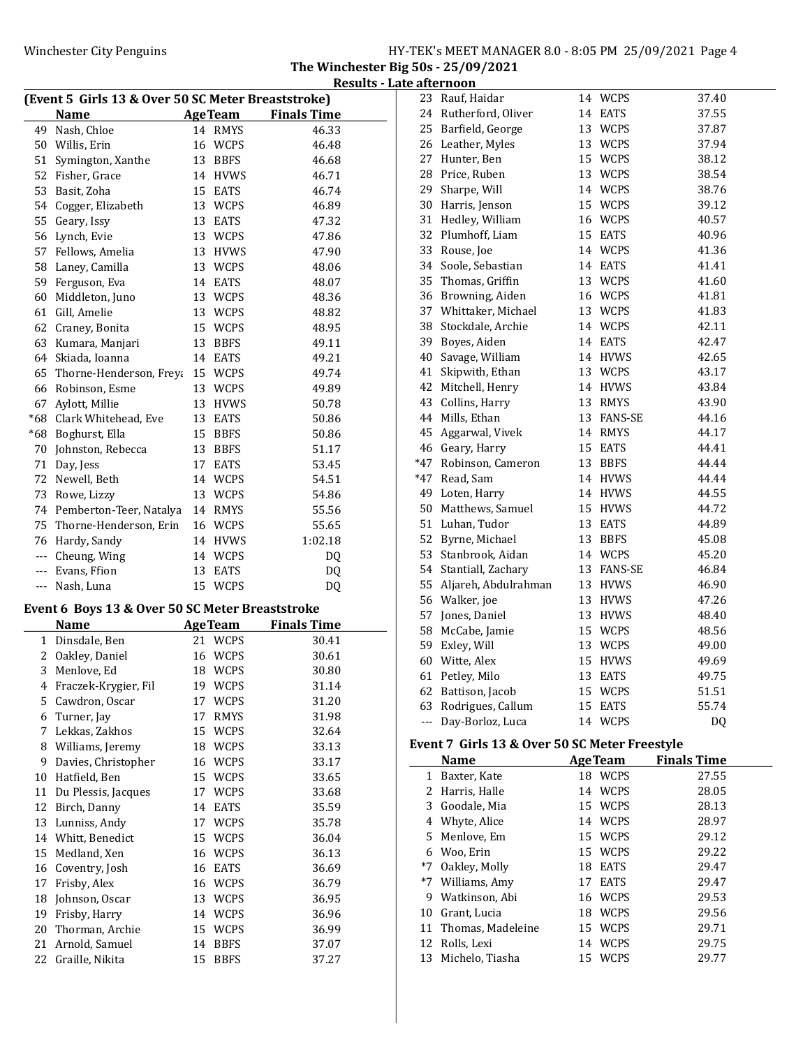## The Winchester Big 50s - 25/09/2021

### Results - Late afternoon

**(Event 5 Girls 13 & Over 50 SC Meter Breaststroke)**

| | Name | Age | Team | Finals Time |
|---|---|---|---|---|
| 49 | Nash, Chloe | 14 | RMYS | 46.33 |
| 50 | Willis, Erin | 16 | WCPS | 46.48 |
| 51 | Symington, Xanthe | 13 | BBFS | 46.68 |
| 52 | Fisher, Grace | 14 | HVWS | 46.71 |
| 53 | Basit, Zoha | 15 | EATS | 46.74 |
| 54 | Cogger, Elizabeth | 13 | WCPS | 46.89 |
| 55 | Geary, Issy | 13 | EATS | 47.32 |
| 56 | Lynch, Evie | 13 | WCPS | 47.86 |
| 57 | Fellows, Amelia | 13 | HVWS | 47.90 |
| 58 | Laney, Camilla | 13 | WCPS | 48.06 |
| 59 | Ferguson, Eva | 14 | EATS | 48.07 |
| 60 | Middleton, Juno | 13 | WCPS | 48.36 |
| 61 | Gill, Amelie | 13 | WCPS | 48.82 |
| 62 | Craney, Bonita | 15 | WCPS | 48.95 |
| 63 | Kumara, Manjari | 13 | BBFS | 49.11 |
| 64 | Skiada, Ioanna | 14 | EATS | 49.21 |
| 65 | Thorne-Henderson, Freya | 15 | WCPS | 49.74 |
| 66 | Robinson, Esme | 13 | WCPS | 49.89 |
| 67 | Aylott, Millie | 13 | HVWS | 50.78 |
| *68 | Clark Whitehead, Eve | 13 | EATS | 50.86 |
| *68 | Boghurst, Ella | 15 | BBFS | 50.86 |
| 70 | Johnston, Rebecca | 13 | BBFS | 51.17 |
| 71 | Day, Jess | 17 | EATS | 53.45 |
| 72 | Newell, Beth | 14 | WCPS | 54.51 |
| 73 | Rowe, Lizzy | 13 | WCPS | 54.86 |
| 74 | Pemberton-Teer, Natalya | 14 | RMYS | 55.56 |
| 75 | Thorne-Henderson, Erin | 16 | WCPS | 55.65 |
| 76 | Hardy, Sandy | 14 | HVWS | 1:02.18 |
| --- | Cheung, Wing | 14 | WCPS | DQ |
| --- | Evans, Ffion | 13 | EATS | DQ |
| --- | Nash, Luna | 15 | WCPS | DQ |

**Event 6 Boys 13 & Over 50 SC Meter Breaststroke**

| | Name | Age | Team | Finals Time |
|---|---|---|---|---|
| 1 | Dinsdale, Ben | 21 | WCPS | 30.41 |
| 2 | Oakley, Daniel | 16 | WCPS | 30.61 |
| 3 | Menlove, Ed | 18 | WCPS | 30.80 |
| 4 | Fraczek-Krygier, Fil | 19 | WCPS | 31.14 |
| 5 | Cawdron, Oscar | 17 | WCPS | 31.20 |
| 6 | Turner, Jay | 17 | RMYS | 31.98 |
| 7 | Lekkas, Zakhos | 15 | WCPS | 32.64 |
| 8 | Williams, Jeremy | 18 | WCPS | 33.13 |
| 9 | Davies, Christopher | 16 | WCPS | 33.17 |
| 10 | Hatfield, Ben | 15 | WCPS | 33.65 |
| 11 | Du Plessis, Jacques | 17 | WCPS | 33.68 |
| 12 | Birch, Danny | 14 | EATS | 35.59 |
| 13 | Lunniss, Andy | 17 | WCPS | 35.78 |
| 14 | Whitt, Benedict | 15 | WCPS | 36.04 |
| 15 | Medland, Xen | 16 | WCPS | 36.13 |
| 16 | Coventry, Josh | 16 | EATS | 36.69 |
| 17 | Frisby, Alex | 16 | WCPS | 36.79 |
| 18 | Johnson, Oscar | 13 | WCPS | 36.95 |
| 19 | Frisby, Harry | 14 | WCPS | 36.96 |
| 20 | Thorman, Archie | 15 | WCPS | 36.99 |
| 21 | Arnold, Samuel | 14 | BBFS | 37.07 |
| 22 | Graille, Nikita | 15 | BBFS | 37.27 |
| 23 | Rauf, Haidar | 14 | WCPS | 37.40 |
| 24 | Rutherford, Oliver | 14 | EATS | 37.55 |
| 25 | Barfield, George | 13 | WCPS | 37.87 |
| 26 | Leather, Myles | 13 | WCPS | 37.94 |
| 27 | Hunter, Ben | 15 | WCPS | 38.12 |
| 28 | Price, Ruben | 13 | WCPS | 38.54 |
| 29 | Sharpe, Will | 14 | WCPS | 38.76 |
| 30 | Harris, Jenson | 15 | WCPS | 39.12 |
| 31 | Hedley, William | 16 | WCPS | 40.57 |
| 32 | Plumhoff, Liam | 15 | EATS | 40.96 |
| 33 | Rouse, Joe | 14 | WCPS | 41.36 |
| 34 | Soole, Sebastian | 14 | EATS | 41.41 |
| 35 | Thomas, Griffin | 13 | WCPS | 41.60 |
| 36 | Browning, Aiden | 16 | WCPS | 41.81 |
| 37 | Whittaker, Michael | 13 | WCPS | 41.83 |
| 38 | Stockdale, Archie | 14 | WCPS | 42.11 |
| 39 | Boyes, Aiden | 14 | EATS | 42.47 |
| 40 | Savage, William | 14 | HVWS | 42.65 |
| 41 | Skipwith, Ethan | 13 | WCPS | 43.17 |
| 42 | Mitchell, Henry | 14 | HVWS | 43.84 |
| 43 | Collins, Harry | 13 | RMYS | 43.90 |
| 44 | Mills, Ethan | 13 | FANS-SE | 44.16 |
| 45 | Aggarwal, Vivek | 14 | RMYS | 44.17 |
| 46 | Geary, Harry | 15 | EATS | 44.41 |
| *47 | Robinson, Cameron | 13 | BBFS | 44.44 |
| *47 | Read, Sam | 14 | HVWS | 44.44 |
| 49 | Loten, Harry | 14 | HVWS | 44.55 |
| 50 | Matthews, Samuel | 15 | HVWS | 44.72 |
| 51 | Luhan, Tudor | 13 | EATS | 44.89 |
| 52 | Byrne, Michael | 13 | BBFS | 45.08 |
| 53 | Stanbrook, Aidan | 14 | WCPS | 45.20 |
| 54 | Stantiall, Zachary | 13 | FANS-SE | 46.84 |
| 55 | Aljareh, Abdulrahman | 13 | HVWS | 46.90 |
| 56 | Walker, joe | 13 | HVWS | 47.26 |
| 57 | Jones, Daniel | 13 | HVWS | 48.40 |
| 58 | McCabe, Jamie | 15 | WCPS | 48.56 |
| 59 | Exley, Will | 13 | WCPS | 49.00 |
| 60 | Witte, Alex | 15 | HVWS | 49.69 |
| 61 | Petley, Milo | 13 | EATS | 49.75 |
| 62 | Battison, Jacob | 15 | WCPS | 51.51 |
| 63 | Rodrigues, Callum | 15 | EATS | 55.74 |
| --- | Day-Borloz, Luca | 14 | WCPS | DQ |

**Event 7 Girls 13 & Over 50 SC Meter Freestyle**

| | Name | Age | Team | Finals Time |
|---|---|---|---|---|
| 1 | Baxter, Kate | 18 | WCPS | 27.55 |
| 2 | Harris, Halle | 14 | WCPS | 28.05 |
| 3 | Goodale, Mia | 15 | WCPS | 28.13 |
| 4 | Whyte, Alice | 14 | WCPS | 28.97 |
| 5 | Menlove, Em | 15 | WCPS | 29.12 |
| 6 | Woo, Erin | 15 | WCPS | 29.22 |
| *7 | Oakley, Molly | 18 | EATS | 29.47 |
| *7 | Williams, Amy | 17 | EATS | 29.47 |
| 9 | Watkinson, Abi | 16 | WCPS | 29.53 |
| 10 | Grant, Lucia | 18 | WCPS | 29.56 |
| 11 | Thomas, Madeleine | 15 | WCPS | 29.71 |
| 12 | Rolls, Lexi | 14 | WCPS | 29.75 |
| 13 | Michelo, Tiasha | 15 | WCPS | 29.77 |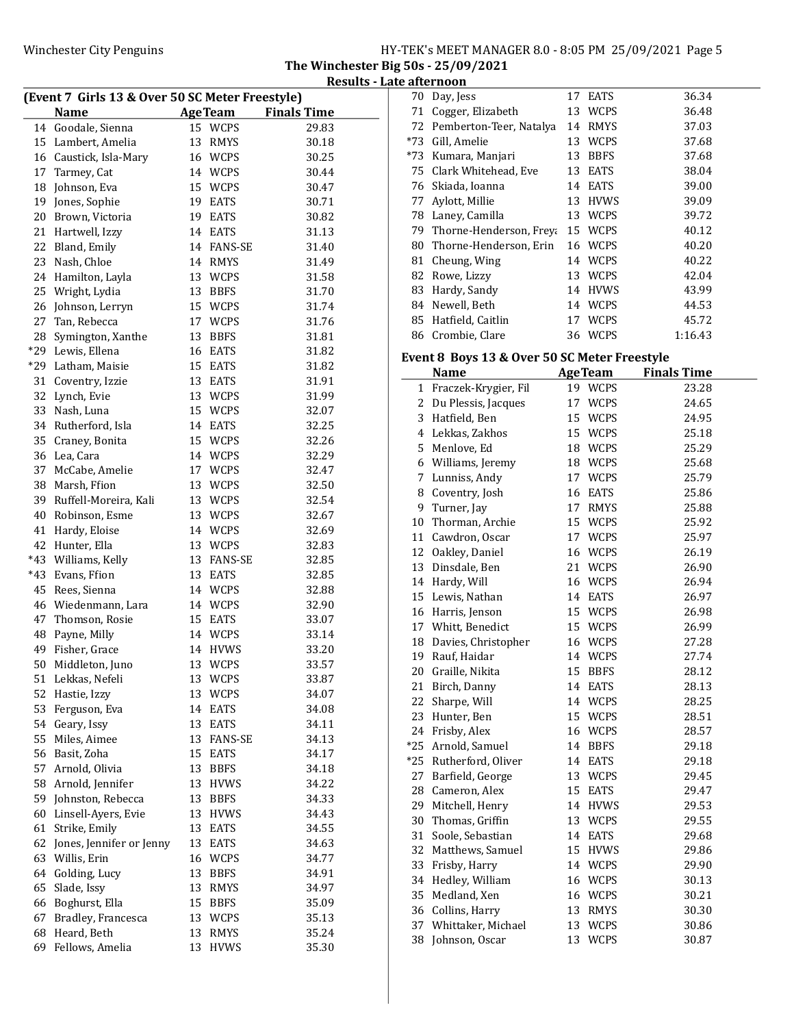## The Winchester Big 50s - 25/09/2021

### Results - Late afternoon

#### (Event 7 Girls 13 & Over 50 SC Meter Freestyle)

| | Name | Age | Team | Finals Time |
|---|---|---|---|---|
| 14 | Goodale, Sienna | 15 | WCPS | 29.83 |
| 15 | Lambert, Amelia | 13 | RMYS | 30.18 |
| 16 | Caustick, Isla-Mary | 16 | WCPS | 30.25 |
| 17 | Tarmey, Cat | 14 | WCPS | 30.44 |
| 18 | Johnson, Eva | 15 | WCPS | 30.47 |
| 19 | Jones, Sophie | 19 | EATS | 30.71 |
| 20 | Brown, Victoria | 19 | EATS | 30.82 |
| 21 | Hartwell, Izzy | 14 | EATS | 31.13 |
| 22 | Bland, Emily | 14 | FANS-SE | 31.40 |
| 23 | Nash, Chloe | 14 | RMYS | 31.49 |
| 24 | Hamilton, Layla | 13 | WCPS | 31.58 |
| 25 | Wright, Lydia | 13 | BBFS | 31.70 |
| 26 | Johnson, Lerryn | 15 | WCPS | 31.74 |
| 27 | Tan, Rebecca | 17 | WCPS | 31.76 |
| 28 | Symington, Xanthe | 13 | BBFS | 31.81 |
| *29 | Lewis, Ellena | 16 | EATS | 31.82 |
| *29 | Latham, Maisie | 15 | EATS | 31.82 |
| 31 | Coventry, Izzie | 13 | EATS | 31.91 |
| 32 | Lynch, Evie | 13 | WCPS | 31.99 |
| 33 | Nash, Luna | 15 | WCPS | 32.07 |
| 34 | Rutherford, Isla | 14 | EATS | 32.25 |
| 35 | Craney, Bonita | 15 | WCPS | 32.26 |
| 36 | Lea, Cara | 14 | WCPS | 32.29 |
| 37 | McCabe, Amelie | 17 | WCPS | 32.47 |
| 38 | Marsh, Ffion | 13 | WCPS | 32.50 |
| 39 | Ruffell-Moreira, Kali | 13 | WCPS | 32.54 |
| 40 | Robinson, Esme | 13 | WCPS | 32.67 |
| 41 | Hardy, Eloise | 14 | WCPS | 32.69 |
| 42 | Hunter, Ella | 13 | WCPS | 32.83 |
| *43 | Williams, Kelly | 13 | FANS-SE | 32.85 |
| *43 | Evans, Ffion | 13 | EATS | 32.85 |
| 45 | Rees, Sienna | 14 | WCPS | 32.88 |
| 46 | Wiedenmann, Lara | 14 | WCPS | 32.90 |
| 47 | Thomson, Rosie | 15 | EATS | 33.07 |
| 48 | Payne, Milly | 14 | WCPS | 33.14 |
| 49 | Fisher, Grace | 14 | HVWS | 33.20 |
| 50 | Middleton, Juno | 13 | WCPS | 33.57 |
| 51 | Lekkas, Nefeli | 13 | WCPS | 33.87 |
| 52 | Hastie, Izzy | 13 | WCPS | 34.07 |
| 53 | Ferguson, Eva | 14 | EATS | 34.08 |
| 54 | Geary, Issy | 13 | EATS | 34.11 |
| 55 | Miles, Aimee | 13 | FANS-SE | 34.13 |
| 56 | Basit, Zoha | 15 | EATS | 34.17 |
| 57 | Arnold, Olivia | 13 | BBFS | 34.18 |
| 58 | Arnold, Jennifer | 13 | HVWS | 34.22 |
| 59 | Johnston, Rebecca | 13 | BBFS | 34.33 |
| 60 | Linsell-Ayers, Evie | 13 | HVWS | 34.43 |
| 61 | Strike, Emily | 13 | EATS | 34.55 |
| 62 | Jones, Jennifer or Jenny | 13 | EATS | 34.63 |
| 63 | Willis, Erin | 16 | WCPS | 34.77 |
| 64 | Golding, Lucy | 13 | BBFS | 34.91 |
| 65 | Slade, Issy | 13 | RMYS | 34.97 |
| 66 | Boghurst, Ella | 15 | BBFS | 35.09 |
| 67 | Bradley, Francesca | 13 | WCPS | 35.13 |
| 68 | Heard, Beth | 13 | RMYS | 35.24 |
| 69 | Fellows, Amelia | 13 | HVWS | 35.30 |
| 70 | Day, Jess | 17 | EATS | 36.34 |
| 71 | Cogger, Elizabeth | 13 | WCPS | 36.48 |
| 72 | Pemberton-Teer, Natalya | 14 | RMYS | 37.03 |
| *73 | Gill, Amelie | 13 | WCPS | 37.68 |
| *73 | Kumara, Manjari | 13 | BBFS | 37.68 |
| 75 | Clark Whitehead, Eve | 13 | EATS | 38.04 |
| 76 | Skiada, Ioanna | 14 | EATS | 39.00 |
| 77 | Aylott, Millie | 13 | HVWS | 39.09 |
| 78 | Laney, Camilla | 13 | WCPS | 39.72 |
| 79 | Thorne-Henderson, Freya | 15 | WCPS | 40.12 |
| 80 | Thorne-Henderson, Erin | 16 | WCPS | 40.20 |
| 81 | Cheung, Wing | 14 | WCPS | 40.22 |
| 82 | Rowe, Lizzy | 13 | WCPS | 42.04 |
| 83 | Hardy, Sandy | 14 | HVWS | 43.99 |
| 84 | Newell, Beth | 14 | WCPS | 44.53 |
| 85 | Hatfield, Caitlin | 17 | WCPS | 45.72 |
| 86 | Crombie, Clare | 36 | WCPS | 1:16.43 |

#### Event 8 Boys 13 & Over 50 SC Meter Freestyle

| | Name | Age | Team | Finals Time |
|---|---|---|---|---|
| 1 | Fraczek-Krygier, Fil | 19 | WCPS | 23.28 |
| 2 | Du Plessis, Jacques | 17 | WCPS | 24.65 |
| 3 | Hatfield, Ben | 15 | WCPS | 24.95 |
| 4 | Lekkas, Zakhos | 15 | WCPS | 25.18 |
| 5 | Menlove, Ed | 18 | WCPS | 25.29 |
| 6 | Williams, Jeremy | 18 | WCPS | 25.68 |
| 7 | Lunniss, Andy | 17 | WCPS | 25.79 |
| 8 | Coventry, Josh | 16 | EATS | 25.86 |
| 9 | Turner, Jay | 17 | RMYS | 25.88 |
| 10 | Thorman, Archie | 15 | WCPS | 25.92 |
| 11 | Cawdron, Oscar | 17 | WCPS | 25.97 |
| 12 | Oakley, Daniel | 16 | WCPS | 26.19 |
| 13 | Dinsdale, Ben | 21 | WCPS | 26.90 |
| 14 | Hardy, Will | 16 | WCPS | 26.94 |
| 15 | Lewis, Nathan | 14 | EATS | 26.97 |
| 16 | Harris, Jenson | 15 | WCPS | 26.98 |
| 17 | Whitt, Benedict | 15 | WCPS | 26.99 |
| 18 | Davies, Christopher | 16 | WCPS | 27.28 |
| 19 | Rauf, Haidar | 14 | WCPS | 27.74 |
| 20 | Graille, Nikita | 15 | BBFS | 28.12 |
| 21 | Birch, Danny | 14 | EATS | 28.13 |
| 22 | Sharpe, Will | 14 | WCPS | 28.25 |
| 23 | Hunter, Ben | 15 | WCPS | 28.51 |
| 24 | Frisby, Alex | 16 | WCPS | 28.57 |
| *25 | Arnold, Samuel | 14 | BBFS | 29.18 |
| *25 | Rutherford, Oliver | 14 | EATS | 29.18 |
| 27 | Barfield, George | 13 | WCPS | 29.45 |
| 28 | Cameron, Alex | 15 | EATS | 29.47 |
| 29 | Mitchell, Henry | 14 | HVWS | 29.53 |
| 30 | Thomas, Griffin | 13 | WCPS | 29.55 |
| 31 | Soole, Sebastian | 14 | EATS | 29.68 |
| 32 | Matthews, Samuel | 15 | HVWS | 29.86 |
| 33 | Frisby, Harry | 14 | WCPS | 29.90 |
| 34 | Hedley, William | 16 | WCPS | 30.13 |
| 35 | Medland, Xen | 16 | WCPS | 30.21 |
| 36 | Collins, Harry | 13 | RMYS | 30.30 |
| 37 | Whittaker, Michael | 13 | WCPS | 30.86 |
| 38 | Johnson, Oscar | 13 | WCPS | 30.87 |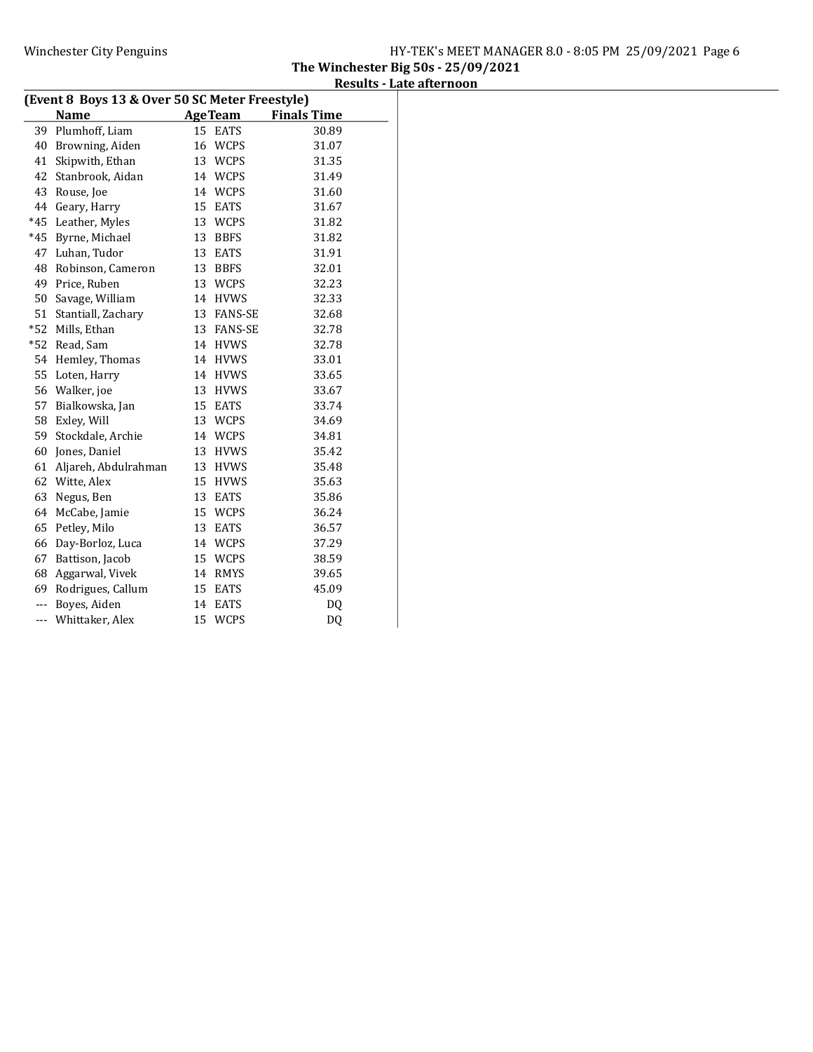The Winchester Big 50s - 25/09/2021

Results - Late afternoon

**(Event 8 Boys 13 & Over 50 SC Meter Freestyle)**

| | Name | Age | Team | Finals Time |
|---|---|---|---|---|
| 39 | Plumhoff, Liam | 15 | EATS | 30.89 |
| 40 | Browning, Aiden | 16 | WCPS | 31.07 |
| 41 | Skipwith, Ethan | 13 | WCPS | 31.35 |
| 42 | Stanbrook, Aidan | 14 | WCPS | 31.49 |
| 43 | Rouse, Joe | 14 | WCPS | 31.60 |
| 44 | Geary, Harry | 15 | EATS | 31.67 |
| *45 | Leather, Myles | 13 | WCPS | 31.82 |
| *45 | Byrne, Michael | 13 | BBFS | 31.82 |
| 47 | Luhan, Tudor | 13 | EATS | 31.91 |
| 48 | Robinson, Cameron | 13 | BBFS | 32.01 |
| 49 | Price, Ruben | 13 | WCPS | 32.23 |
| 50 | Savage, William | 14 | HVWS | 32.33 |
| 51 | Stantiall, Zachary | 13 | FANS-SE | 32.68 |
| *52 | Mills, Ethan | 13 | FANS-SE | 32.78 |
| *52 | Read, Sam | 14 | HVWS | 32.78 |
| 54 | Hemley, Thomas | 14 | HVWS | 33.01 |
| 55 | Loten, Harry | 14 | HVWS | 33.65 |
| 56 | Walker, joe | 13 | HVWS | 33.67 |
| 57 | Bialkowska, Jan | 15 | EATS | 33.74 |
| 58 | Exley, Will | 13 | WCPS | 34.69 |
| 59 | Stockdale, Archie | 14 | WCPS | 34.81 |
| 60 | Jones, Daniel | 13 | HVWS | 35.42 |
| 61 | Aljareh, Abdulrahman | 13 | HVWS | 35.48 |
| 62 | Witte, Alex | 15 | HVWS | 35.63 |
| 63 | Negus, Ben | 13 | EATS | 35.86 |
| 64 | McCabe, Jamie | 15 | WCPS | 36.24 |
| 65 | Petley, Milo | 13 | EATS | 36.57 |
| 66 | Day-Borloz, Luca | 14 | WCPS | 37.29 |
| 67 | Battison, Jacob | 15 | WCPS | 38.59 |
| 68 | Aggarwal, Vivek | 14 | RMYS | 39.65 |
| 69 | Rodrigues, Callum | 15 | EATS | 45.09 |
| --- | Boyes, Aiden | 14 | EATS | DQ |
| --- | Whittaker, Alex | 15 | WCPS | DQ |